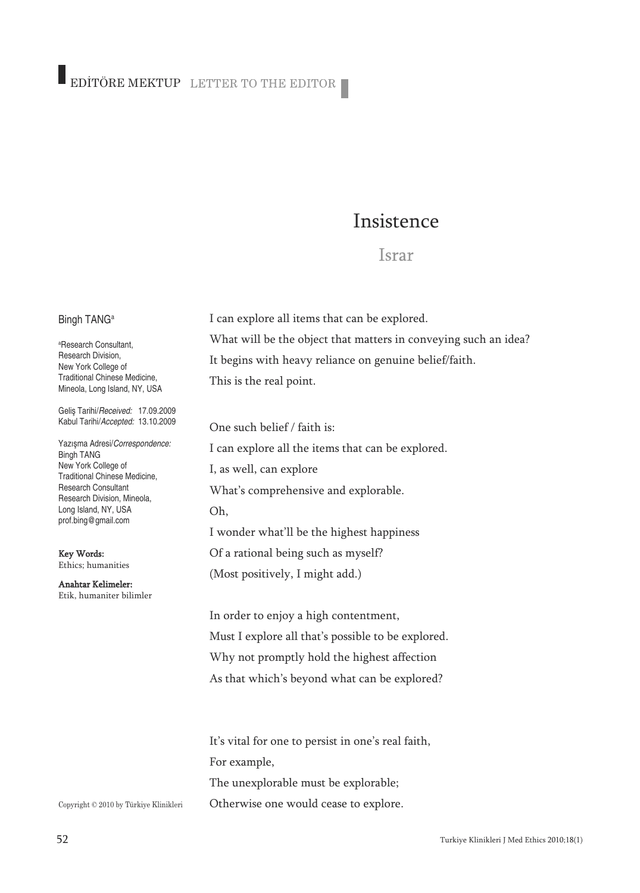EDİTÖRE MEKTUP LETTER TO THE EDITOR

# Insistence

## Israr

Bingh TANG[a]

[a]Research Consultant, Research Division, New York College of Traditional Chinese Medicine, Mineola, Long Island, NY, USA

Geliş Tarihi/*Received:* 17.09.2009
Kabul Tarihi/*Accepted:* 13.10.2009

Yazışma Adresi/*Correspondence:*
Bingh TANG
New York College of Traditional Chinese Medicine, Research Consultant Research Division, Mineola, Long Island, NY, USA
prof.bing@gmail.com

**Key Words:** Ethics; humanities

**Anahtar Kelimeler:** Etik, humaniter bilimler

Copyright © 2010 by Türkiye Klinikleri

I can explore all items that can be explored.
What will be the object that matters in conveying such an idea?
It begins with heavy reliance on genuine belief/faith.
This is the real point.

One such belief / faith is:
I can explore all the items that can be explored.
I, as well, can explore
What's comprehensive and explorable.
Oh,
I wonder what'll be the highest happiness
Of a rational being such as myself?
(Most positively, I might add.)

In order to enjoy a high contentment,
Must I explore all that's possible to be explored.
Why not promptly hold the highest affection
As that which's beyond what can be explored?

It's vital for one to persist in one's real faith,
For example,
The unexplorable must be explorable;
Otherwise one would cease to explore.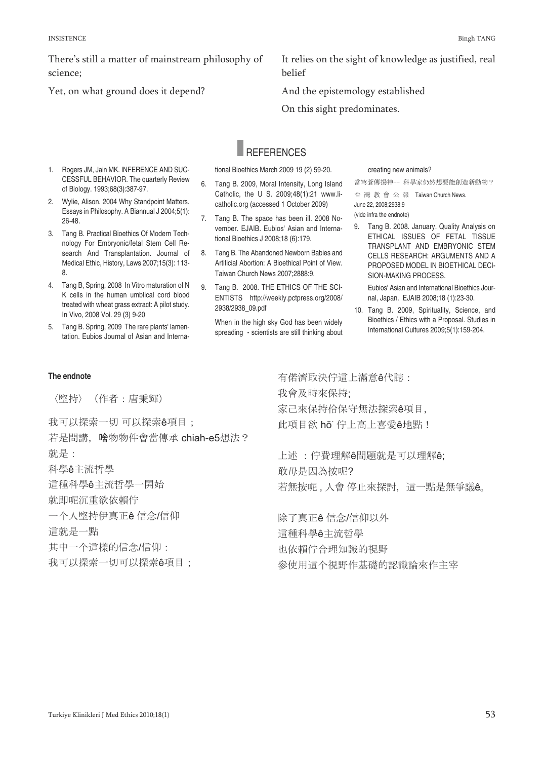There's still a matter of mainstream philosophy of science;

Yet, on what ground does it depend?

It relies on the sight of knowledge as justified, real belief

And the epistemology established

On this sight predominates.

## REFERENCES

1. Rogers JM, Jain MK. INFERENCE AND SUCCESSFUL BEHAVIOR. The quarterly Review of Biology. 1993;68(3):387-97.
2. Wylie, Alison. 2004 Why Standpoint Matters. Essays in Philosophy. A Biannual J 2004;5(1): 26-48.
3. Tang B. Practical Bioethics Of Modern Technology For Embryonic/fetal Stem Cell Research And Transplantation. Journal of Medical Ethic, History, Laws 2007;15(3): 113-8.
4. Tang B, Spring, 2008 In Vitro maturation of N K cells in the human umblical cord blood treated with wheat grass extract: A pilot study. In Vivo, 2008 Vol. 29 (3) 9-20
5. Tang B. Spring, 2009 The rare plants' lamentation. Eubios Journal of Asian and International Bioethics March 2009 19 (2) 59-20.
6. Tang B. 2009, Moral Intensity, Long Island Catholic, the U S. 2009;48(1):21 www.licatholic.org (accessed 1 October 2009)
7. Tang B. The space has been ill. 2008 November. EJAIB. Eubios' Asian and International Bioethics J 2008;18 (6):179.
8. Tang B. The Abandoned Newborn Babies and Artificial Abortion: A Bioethical Point of View. Taiwan Church News 2007;2888:9.
9. Tang B. 2008. THE ETHICS OF THE SCIENTISTS http://weekly.pctpress.org/2008/2938/2938_09.pdf

   When in the high sky God has been widely spreading - scientists are still thinking about creating new animals?

   當穹蒼傳揚神-- 科學家仍然想要能創造新動物？

   台 灣 教 會 公 報 Taiwan Church News. June 22, 2008;2938:9

   (vide infra the endnote)

9. Tang B. 2008. January. Quality Analysis on ETHICAL ISSUES OF FETAL TISSUE TRANSPLANT AND EMBRYONIC STEM CELLS RESEARCH: ARGUMENTS AND A PROPOSED MODEL IN BIOETHICAL DECISION-MAKING PROCESS.

   Eubios' Asian and International Bioethics Journal, Japan. EJAIB 2008;18 (1):23-30.
10. Tang B. 2009, Spirituality, Science, and Bioethics / Ethics with a Proposal. Studies in International Cultures 2009;5(1):159-204.

### The endnote

〈堅持〉（作者：唐秉輝）

我可以探索一切 可以探索ê項目；

若是問講，啥物物件會當傳承 chiah-e5想法？

就是：

科學ê主流哲學

這種科學ê主流哲學一開始

就即呢沉重欲依賴佇

一个人堅持伊真正ê 信念/信仰

這就是一點

其中一个這樣的信念/信仰：

我可以探索一切可以探索ê項目；

有偌濟取決佇這上滿意ê代誌：

我會及時來保持;

家己來保持佮保守無法探索ê項目,

此項目欲 hō͘ 佇上高上喜愛ê地點！

上述 ：佇費理解ê問題就是可以理解ê;

敢毋是因為按呢?

若無按呢 , 人會 停止來探討, 這一點是無爭議ê。

除了真正ê 信念/信仰以外

這種科學ê主流哲學

也依賴佇合理知識的視野

參使用這个視野作基礎的認識論來作主宰